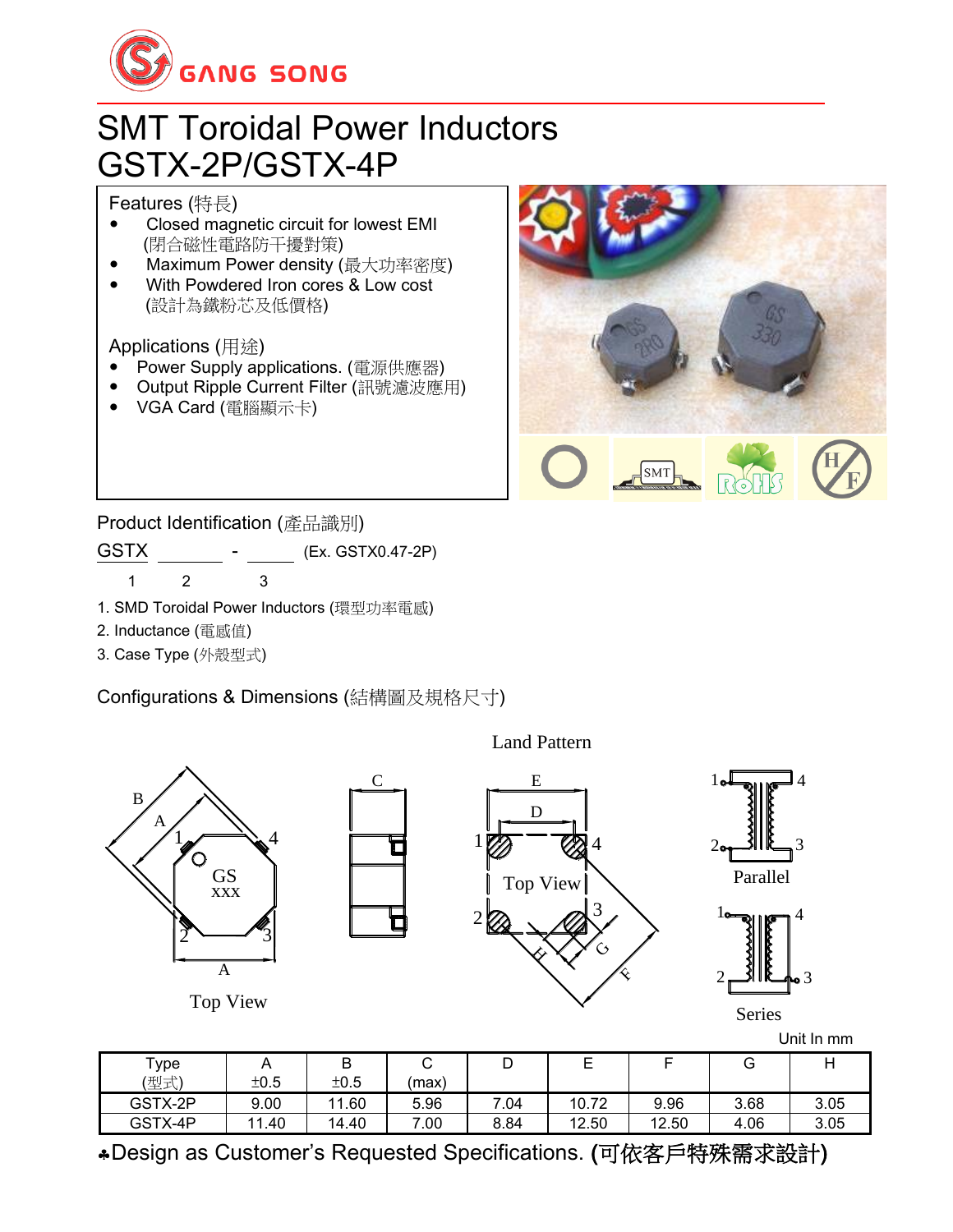# SMT Toroidal Power Inductors
# GSTX-2P/GSTX-4P

## Features (特長)

- Closed magnetic circuit for lowest EMI (閉合磁性電路防干擾對策)
- Maximum Power density (最大功率密度)
- With Powdered Iron cores & Low cost (設計為鐵粉芯及低價格)

## Applications (用途)

- Power Supply applications. (電源供應器)
- Output Ripple Current Filter (訊號濾波應用)
- VGA Card (電腦顯示卡)

## Product Identification (產品識別)

GSTX ______ - _____ (Ex. GSTX0.47-2P)

1 2 3

1. SMD Toroidal Power Inductors (環型功率電感)
2. Inductance (電感值)
3. Case Type (外殼型式)

## Configurations & Dimensions (結構圖及規格尺寸)

Land Pattern

Top View

Parallel

Series

Unit In mm

| Type (型式) | A ±0.5 | B ±0.5 | C (max) | D | E | F | G | H |
|---|---|---|---|---|---|---|---|---|
| GSTX-2P | 9.00 | 11.60 | 5.96 | 7.04 | 10.72 | 9.96 | 3.68 | 3.05 |
| GSTX-4P | 11.40 | 14.40 | 7.00 | 8.84 | 12.50 | 12.50 | 4.06 | 3.05 |

♣Design as Customer's Requested Specifications. **(可依客戶特殊需求設計)**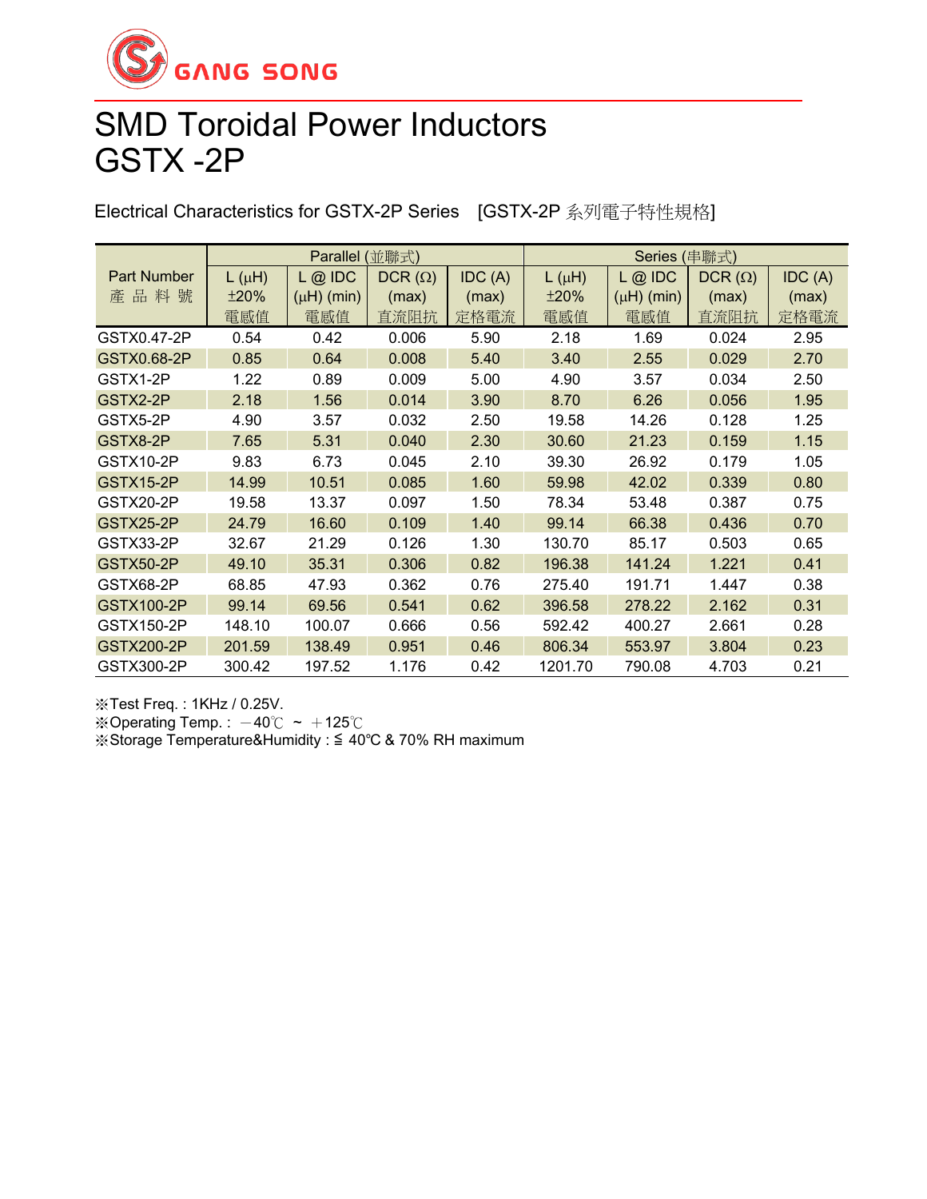GANG SONG

# SMD Toroidal Power Inductors
# GSTX -2P

Electrical Characteristics for GSTX-2P Series [GSTX-2P 系列電子特性規格]

| Part Number 產 品 料 號 | Parallel (並聯式) | | | | Series (串聯式) | | | |
|---|---|---|---|---|---|---|---|---|
| | L (μH) ±20% 電感值 | L @ IDC (μH) (min) 電感值 | DCR (Ω) (max) 直流阻抗 | IDC (A) (max) 定格電流 | L (μH) ±20% 電感值 | L @ IDC (μH) (min) 電感值 | DCR (Ω) (max) 直流阻抗 | IDC (A) (max) 定格電流 |
| GSTX0.47-2P | 0.54 | 0.42 | 0.006 | 5.90 | 2.18 | 1.69 | 0.024 | 2.95 |
| GSTX0.68-2P | 0.85 | 0.64 | 0.008 | 5.40 | 3.40 | 2.55 | 0.029 | 2.70 |
| GSTX1-2P | 1.22 | 0.89 | 0.009 | 5.00 | 4.90 | 3.57 | 0.034 | 2.50 |
| GSTX2-2P | 2.18 | 1.56 | 0.014 | 3.90 | 8.70 | 6.26 | 0.056 | 1.95 |
| GSTX5-2P | 4.90 | 3.57 | 0.032 | 2.50 | 19.58 | 14.26 | 0.128 | 1.25 |
| GSTX8-2P | 7.65 | 5.31 | 0.040 | 2.30 | 30.60 | 21.23 | 0.159 | 1.15 |
| GSTX10-2P | 9.83 | 6.73 | 0.045 | 2.10 | 39.30 | 26.92 | 0.179 | 1.05 |
| GSTX15-2P | 14.99 | 10.51 | 0.085 | 1.60 | 59.98 | 42.02 | 0.339 | 0.80 |
| GSTX20-2P | 19.58 | 13.37 | 0.097 | 1.50 | 78.34 | 53.48 | 0.387 | 0.75 |
| GSTX25-2P | 24.79 | 16.60 | 0.109 | 1.40 | 99.14 | 66.38 | 0.436 | 0.70 |
| GSTX33-2P | 32.67 | 21.29 | 0.126 | 1.30 | 130.70 | 85.17 | 0.503 | 0.65 |
| GSTX50-2P | 49.10 | 35.31 | 0.306 | 0.82 | 196.38 | 141.24 | 1.221 | 0.41 |
| GSTX68-2P | 68.85 | 47.93 | 0.362 | 0.76 | 275.40 | 191.71 | 1.447 | 0.38 |
| GSTX100-2P | 99.14 | 69.56 | 0.541 | 0.62 | 396.58 | 278.22 | 2.162 | 0.31 |
| GSTX150-2P | 148.10 | 100.07 | 0.666 | 0.56 | 592.42 | 400.27 | 2.661 | 0.28 |
| GSTX200-2P | 201.59 | 138.49 | 0.951 | 0.46 | 806.34 | 553.97 | 3.804 | 0.23 |
| GSTX300-2P | 300.42 | 197.52 | 1.176 | 0.42 | 1201.70 | 790.08 | 4.703 | 0.21 |

※Test Freq. : 1KHz / 0.25V.
※Operating Temp. : －40℃ ~ ＋125℃
※Storage Temperature&Humidity : ≦ 40℃ & 70% RH maximum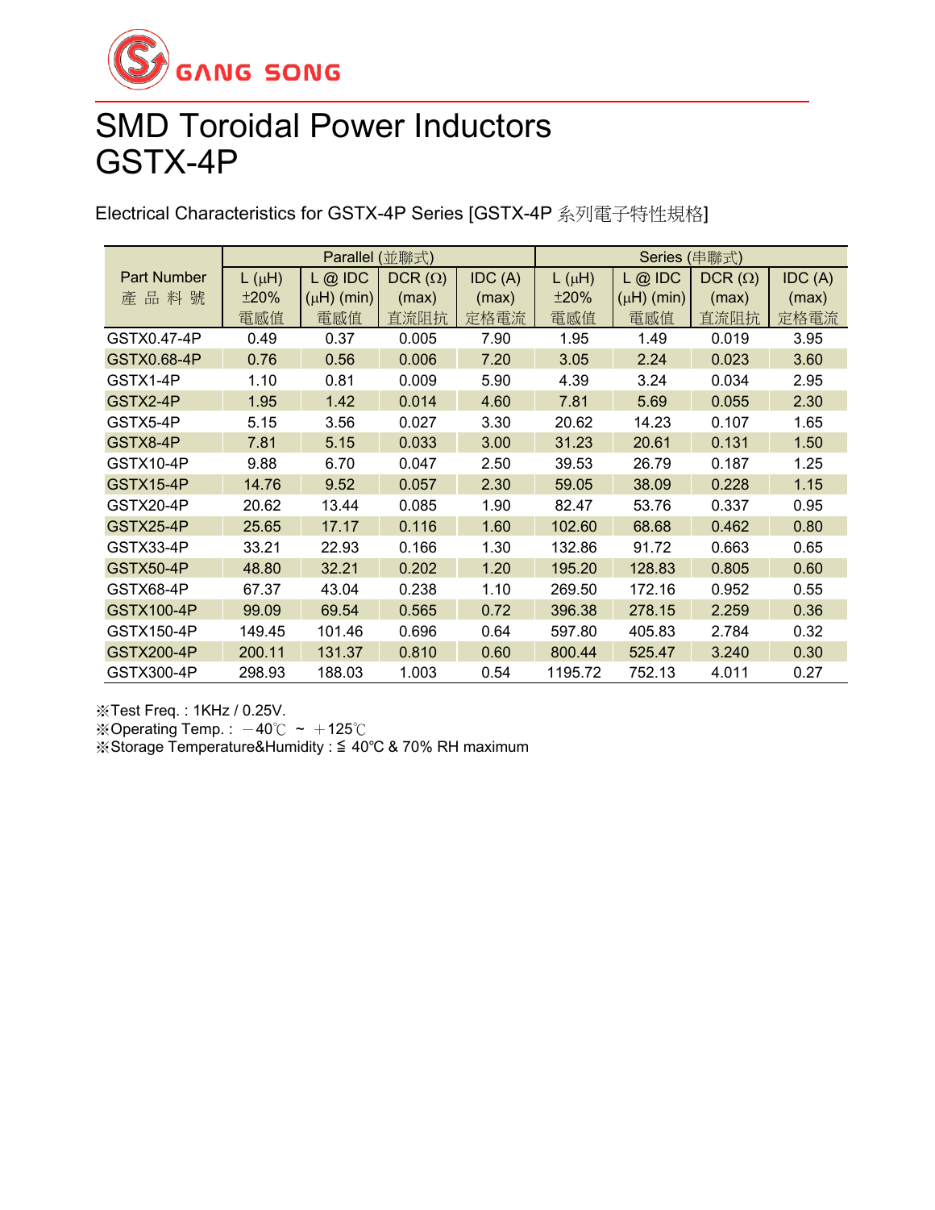GANG SONG

# SMD Toroidal Power Inductors
# GSTX-4P

Electrical Characteristics for GSTX-4P Series [GSTX-4P 系列電子特性規格]

| Part Number 產 品 料 號 | Parallel (並聯式) | | | | Series (串聯式) | | | |
|---|---|---|---|---|---|---|---|---|
| | L (μH) ±20% 電感值 | L @ IDC (μH) (min) 電感值 | DCR (Ω) (max) 直流阻抗 | IDC (A) (max) 定格電流 | L (μH) ±20% 電感值 | L @ IDC (μH) (min) 電感值 | DCR (Ω) (max) 直流阻抗 | IDC (A) (max) 定格電流 |
| GSTX0.47-4P | 0.49 | 0.37 | 0.005 | 7.90 | 1.95 | 1.49 | 0.019 | 3.95 |
| GSTX0.68-4P | 0.76 | 0.56 | 0.006 | 7.20 | 3.05 | 2.24 | 0.023 | 3.60 |
| GSTX1-4P | 1.10 | 0.81 | 0.009 | 5.90 | 4.39 | 3.24 | 0.034 | 2.95 |
| GSTX2-4P | 1.95 | 1.42 | 0.014 | 4.60 | 7.81 | 5.69 | 0.055 | 2.30 |
| GSTX5-4P | 5.15 | 3.56 | 0.027 | 3.30 | 20.62 | 14.23 | 0.107 | 1.65 |
| GSTX8-4P | 7.81 | 5.15 | 0.033 | 3.00 | 31.23 | 20.61 | 0.131 | 1.50 |
| GSTX10-4P | 9.88 | 6.70 | 0.047 | 2.50 | 39.53 | 26.79 | 0.187 | 1.25 |
| GSTX15-4P | 14.76 | 9.52 | 0.057 | 2.30 | 59.05 | 38.09 | 0.228 | 1.15 |
| GSTX20-4P | 20.62 | 13.44 | 0.085 | 1.90 | 82.47 | 53.76 | 0.337 | 0.95 |
| GSTX25-4P | 25.65 | 17.17 | 0.116 | 1.60 | 102.60 | 68.68 | 0.462 | 0.80 |
| GSTX33-4P | 33.21 | 22.93 | 0.166 | 1.30 | 132.86 | 91.72 | 0.663 | 0.65 |
| GSTX50-4P | 48.80 | 32.21 | 0.202 | 1.20 | 195.20 | 128.83 | 0.805 | 0.60 |
| GSTX68-4P | 67.37 | 43.04 | 0.238 | 1.10 | 269.50 | 172.16 | 0.952 | 0.55 |
| GSTX100-4P | 99.09 | 69.54 | 0.565 | 0.72 | 396.38 | 278.15 | 2.259 | 0.36 |
| GSTX150-4P | 149.45 | 101.46 | 0.696 | 0.64 | 597.80 | 405.83 | 2.784 | 0.32 |
| GSTX200-4P | 200.11 | 131.37 | 0.810 | 0.60 | 800.44 | 525.47 | 3.240 | 0.30 |
| GSTX300-4P | 298.93 | 188.03 | 1.003 | 0.54 | 1195.72 | 752.13 | 4.011 | 0.27 |

※Test Freq. : 1KHz / 0.25V.
※Operating Temp. : －40℃ ~ ＋125℃
※Storage Temperature&Humidity : ≦ 40℃ & 70% RH maximum